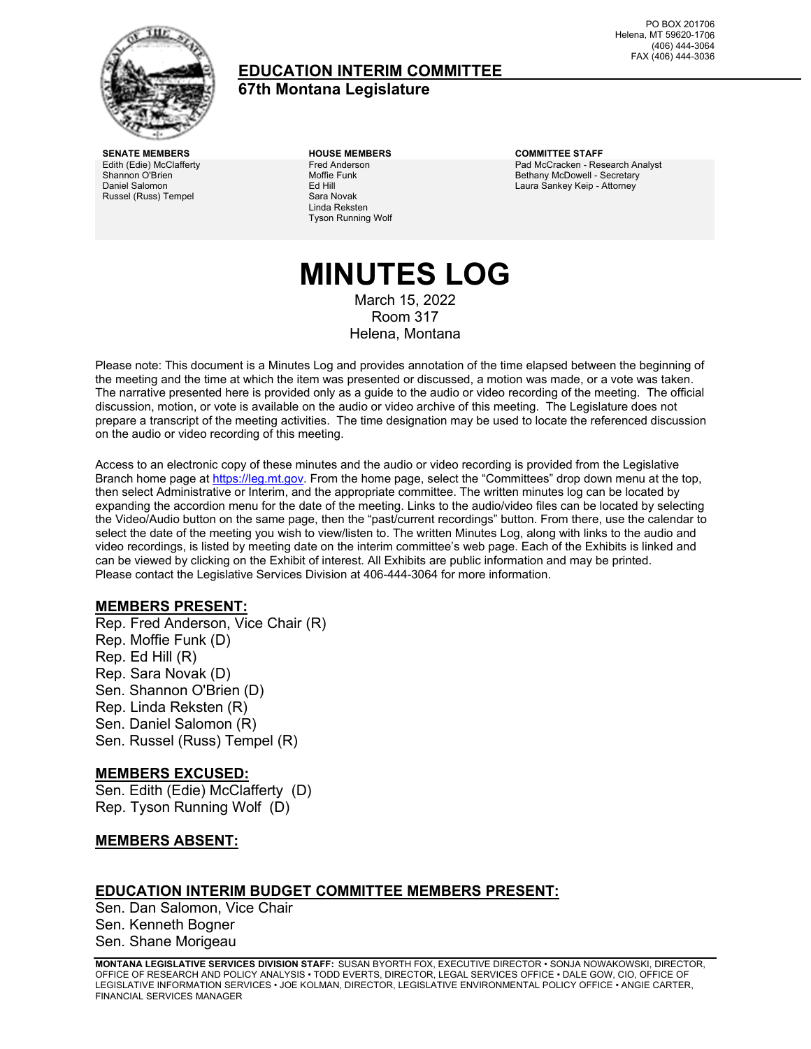PO BOX 201706
Helena, MT 59620-1706
(406) 444-3064
FAX (406) 444-3036

# EDUCATION INTERIM COMMITTEE

## 67th Montana Legislature

| SENATE MEMBERS | HOUSE MEMBERS | COMMITTEE STAFF |
|---|---|---|
| Edith (Edie) McClafferty | Fred Anderson | Pad McCracken - Research Analyst |
| Shannon O'Brien | Moffie Funk | Bethany McDowell - Secretary |
| Daniel Salomon | Ed Hill | Laura Sankey Keip - Attorney |
| Russel (Russ) Tempel | Sara Novak | |
| | Linda Reksten | |
| | Tyson Running Wolf | |

# MINUTES LOG

March 15, 2022
Room 317
Helena, Montana

Please note: This document is a Minutes Log and provides annotation of the time elapsed between the beginning of the meeting and the time at which the item was presented or discussed, a motion was made, or a vote was taken. The narrative presented here is provided only as a guide to the audio or video recording of the meeting. The official discussion, motion, or vote is available on the audio or video archive of this meeting. The Legislature does not prepare a transcript of the meeting activities. The time designation may be used to locate the referenced discussion on the audio or video recording of this meeting.

Access to an electronic copy of these minutes and the audio or video recording is provided from the Legislative Branch home page at https://leg.mt.gov. From the home page, select the "Committees" drop down menu at the top, then select Administrative or Interim, and the appropriate committee. The written minutes log can be located by expanding the accordion menu for the date of the meeting. Links to the audio/video files can be located by selecting the Video/Audio button on the same page, then the "past/current recordings" button. From there, use the calendar to select the date of the meeting you wish to view/listen to. The written Minutes Log, along with links to the audio and video recordings, is listed by meeting date on the interim committee's web page. Each of the Exhibits is linked and can be viewed by clicking on the Exhibit of interest. All Exhibits are public information and may be printed. Please contact the Legislative Services Division at 406-444-3064 for more information.

## MEMBERS PRESENT:

Rep. Fred Anderson, Vice Chair (R)
Rep. Moffie Funk (D)
Rep. Ed Hill (R)
Rep. Sara Novak (D)
Sen. Shannon O'Brien (D)
Rep. Linda Reksten (R)
Sen. Daniel Salomon (R)
Sen. Russel (Russ) Tempel (R)

## MEMBERS EXCUSED:

Sen. Edith (Edie) McClafferty (D)
Rep. Tyson Running Wolf (D)

## MEMBERS ABSENT:

## EDUCATION INTERIM BUDGET COMMITTEE MEMBERS PRESENT:

Sen. Dan Salomon, Vice Chair
Sen. Kenneth Bogner
Sen. Shane Morigeau

**MONTANA LEGISLATIVE SERVICES DIVISION STAFF:** SUSAN BYORTH FOX, EXECUTIVE DIRECTOR • SONJA NOWAKOWSKI, DIRECTOR, OFFICE OF RESEARCH AND POLICY ANALYSIS • TODD EVERTS, DIRECTOR, LEGAL SERVICES OFFICE • DALE GOW, CIO, OFFICE OF LEGISLATIVE INFORMATION SERVICES • JOE KOLMAN, DIRECTOR, LEGISLATIVE ENVIRONMENTAL POLICY OFFICE • ANGIE CARTER, FINANCIAL SERVICES MANAGER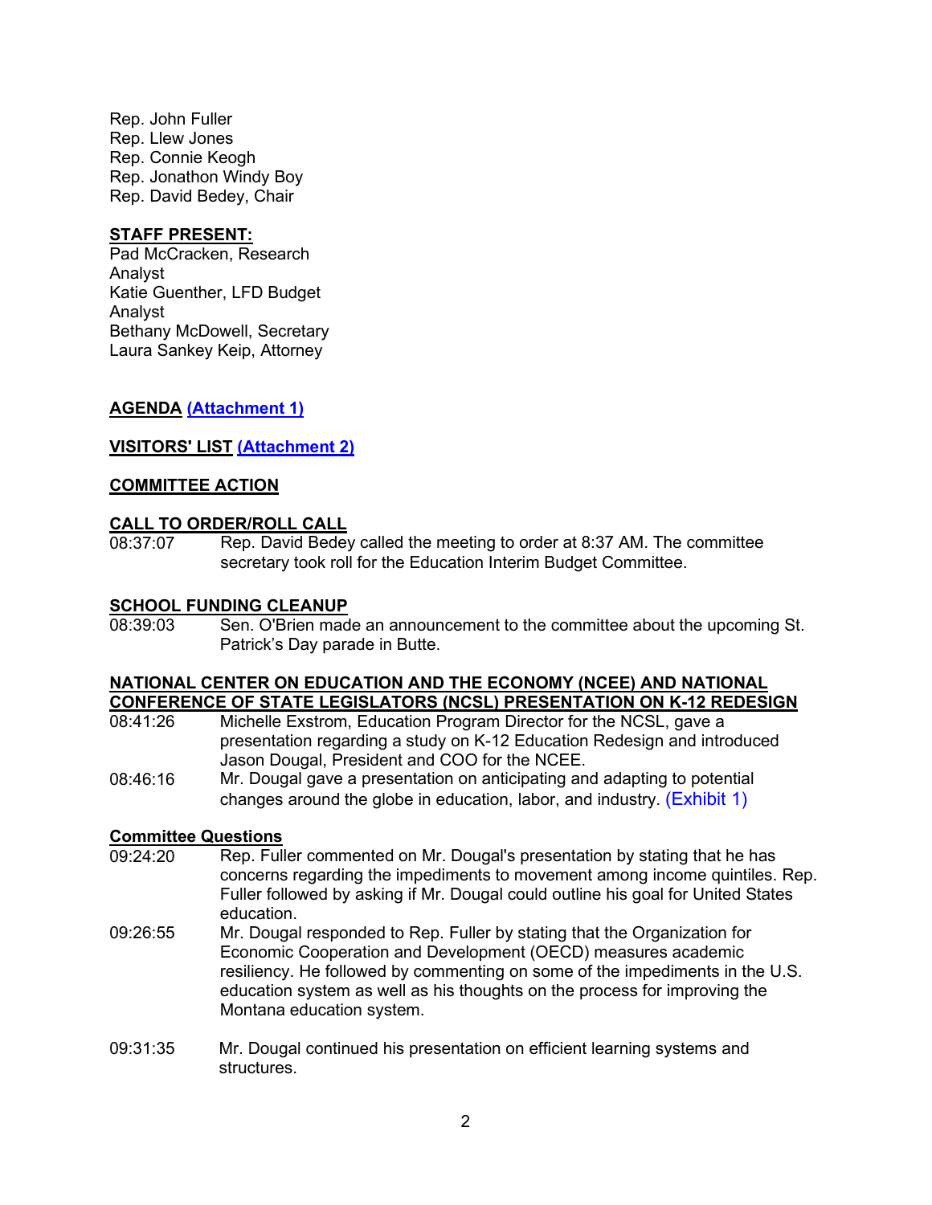Rep. John Fuller
Rep. Llew Jones
Rep. Connie Keogh
Rep. Jonathon Windy Boy
Rep. David Bedey, Chair

**STAFF PRESENT:**
Pad McCracken, Research Analyst
Katie Guenther, LFD Budget Analyst
Bethany McDowell, Secretary
Laura Sankey Keip, Attorney

**AGENDA (Attachment 1)**

**VISITORS' LIST (Attachment 2)**

**COMMITTEE ACTION**

**CALL TO ORDER/ROLL CALL**

08:37:07 Rep. David Bedey called the meeting to order at 8:37 AM. The committee secretary took roll for the Education Interim Budget Committee.

**SCHOOL FUNDING CLEANUP**

08:39:03 Sen. O'Brien made an announcement to the committee about the upcoming St. Patrick's Day parade in Butte.

**NATIONAL CENTER ON EDUCATION AND THE ECONOMY (NCEE) AND NATIONAL CONFERENCE OF STATE LEGISLATORS (NCSL) PRESENTATION ON K-12 REDESIGN**

08:41:26 Michelle Exstrom, Education Program Director for the NCSL, gave a presentation regarding a study on K-12 Education Redesign and introduced Jason Dougal, President and COO for the NCEE.

08:46:16 Mr. Dougal gave a presentation on anticipating and adapting to potential changes around the globe in education, labor, and industry. (Exhibit 1)

**Committee Questions**

09:24:20 Rep. Fuller commented on Mr. Dougal's presentation by stating that he has concerns regarding the impediments to movement among income quintiles. Rep. Fuller followed by asking if Mr. Dougal could outline his goal for United States education.

09:26:55 Mr. Dougal responded to Rep. Fuller by stating that the Organization for Economic Cooperation and Development (OECD) measures academic resiliency. He followed by commenting on some of the impediments in the U.S. education system as well as his thoughts on the process for improving the Montana education system.

09:31:35 Mr. Dougal continued his presentation on efficient learning systems and structures.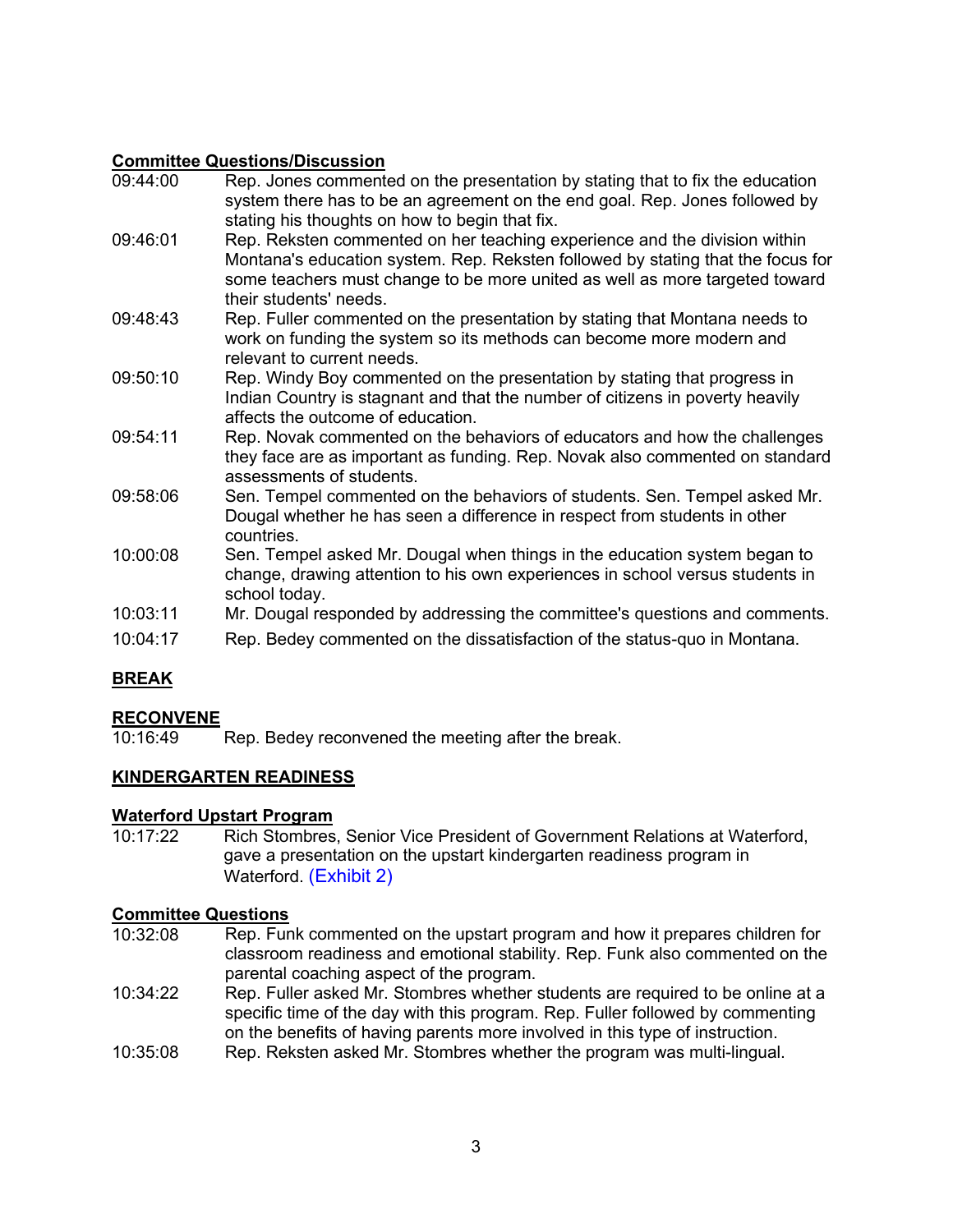**Committee Questions/Discussion**

| | |
|---|---|
| 09:44:00 | Rep. Jones commented on the presentation by stating that to fix the education system there has to be an agreement on the end goal. Rep. Jones followed by stating his thoughts on how to begin that fix. |
| 09:46:01 | Rep. Reksten commented on her teaching experience and the division within Montana's education system. Rep. Reksten followed by stating that the focus for some teachers must change to be more united as well as more targeted toward their students' needs. |
| 09:48:43 | Rep. Fuller commented on the presentation by stating that Montana needs to work on funding the system so its methods can become more modern and relevant to current needs. |
| 09:50:10 | Rep. Windy Boy commented on the presentation by stating that progress in Indian Country is stagnant and that the number of citizens in poverty heavily affects the outcome of education. |
| 09:54:11 | Rep. Novak commented on the behaviors of educators and how the challenges they face are as important as funding. Rep. Novak also commented on standard assessments of students. |
| 09:58:06 | Sen. Tempel commented on the behaviors of students. Sen. Tempel asked Mr. Dougal whether he has seen a difference in respect from students in other countries. |
| 10:00:08 | Sen. Tempel asked Mr. Dougal when things in the education system began to change, drawing attention to his own experiences in school versus students in school today. |
| 10:03:11 | Mr. Dougal responded by addressing the committee's questions and comments. |
| 10:04:17 | Rep. Bedey commented on the dissatisfaction of the status-quo in Montana. |

**BREAK**

**RECONVENE**

10:16:49 Rep. Bedey reconvened the meeting after the break.

**KINDERGARTEN READINESS**

**Waterford Upstart Program**

10:17:22 Rich Stombres, Senior Vice President of Government Relations at Waterford, gave a presentation on the upstart kindergarten readiness program in Waterford. (Exhibit 2)

**Committee Questions**

| | |
|---|---|
| 10:32:08 | Rep. Funk commented on the upstart program and how it prepares children for classroom readiness and emotional stability. Rep. Funk also commented on the parental coaching aspect of the program. |
| 10:34:22 | Rep. Fuller asked Mr. Stombres whether students are required to be online at a specific time of the day with this program. Rep. Fuller followed by commenting on the benefits of having parents more involved in this type of instruction. |
| 10:35:08 | Rep. Reksten asked Mr. Stombres whether the program was multi-lingual. |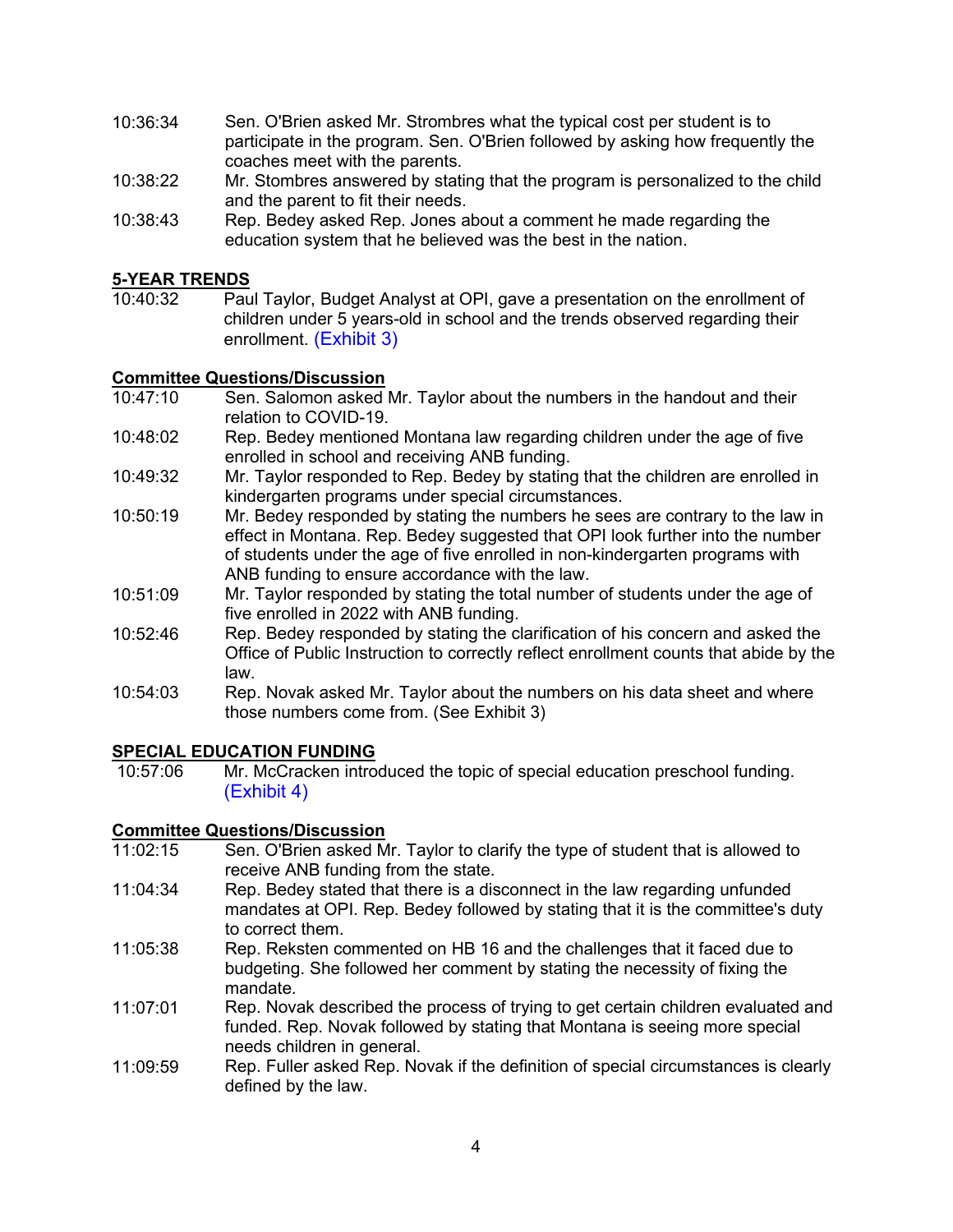10:36:34 Sen. O'Brien asked Mr. Strombres what the typical cost per student is to participate in the program. Sen. O'Brien followed by asking how frequently the coaches meet with the parents.

10:38:22 Mr. Stombres answered by stating that the program is personalized to the child and the parent to fit their needs.

10:38:43 Rep. Bedey asked Rep. Jones about a comment he made regarding the education system that he believed was the best in the nation.

**5-YEAR TRENDS**

10:40:32 Paul Taylor, Budget Analyst at OPI, gave a presentation on the enrollment of children under 5 years-old in school and the trends observed regarding their enrollment. (Exhibit 3)

**Committee Questions/Discussion**

10:47:10 Sen. Salomon asked Mr. Taylor about the numbers in the handout and their relation to COVID-19.

10:48:02 Rep. Bedey mentioned Montana law regarding children under the age of five enrolled in school and receiving ANB funding.

10:49:32 Mr. Taylor responded to Rep. Bedey by stating that the children are enrolled in kindergarten programs under special circumstances.

10:50:19 Mr. Bedey responded by stating the numbers he sees are contrary to the law in effect in Montana. Rep. Bedey suggested that OPI look further into the number of students under the age of five enrolled in non-kindergarten programs with ANB funding to ensure accordance with the law.

10:51:09 Mr. Taylor responded by stating the total number of students under the age of five enrolled in 2022 with ANB funding.

10:52:46 Rep. Bedey responded by stating the clarification of his concern and asked the Office of Public Instruction to correctly reflect enrollment counts that abide by the law.

10:54:03 Rep. Novak asked Mr. Taylor about the numbers on his data sheet and where those numbers come from. (See Exhibit 3)

**SPECIAL EDUCATION FUNDING**

10:57:06 Mr. McCracken introduced the topic of special education preschool funding. (Exhibit 4)

**Committee Questions/Discussion**

11:02:15 Sen. O'Brien asked Mr. Taylor to clarify the type of student that is allowed to receive ANB funding from the state.

11:04:34 Rep. Bedey stated that there is a disconnect in the law regarding unfunded mandates at OPI. Rep. Bedey followed by stating that it is the committee's duty to correct them.

11:05:38 Rep. Reksten commented on HB 16 and the challenges that it faced due to budgeting. She followed her comment by stating the necessity of fixing the mandate.

11:07:01 Rep. Novak described the process of trying to get certain children evaluated and funded. Rep. Novak followed by stating that Montana is seeing more special needs children in general.

11:09:59 Rep. Fuller asked Rep. Novak if the definition of special circumstances is clearly defined by the law.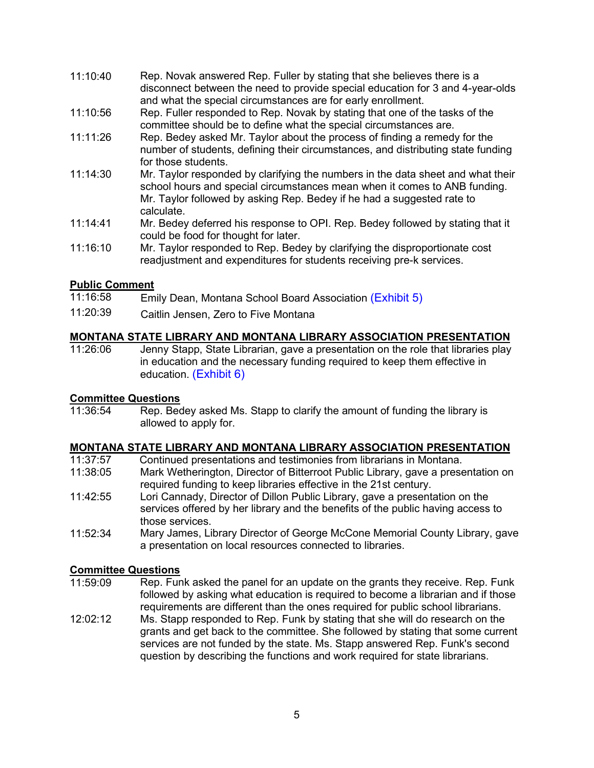| | |
|---|---|
| 11:10:40 | Rep. Novak answered Rep. Fuller by stating that she believes there is a disconnect between the need to provide special education for 3 and 4-year-olds and what the special circumstances are for early enrollment. |
| 11:10:56 | Rep. Fuller responded to Rep. Novak by stating that one of the tasks of the committee should be to define what the special circumstances are. |
| 11:11:26 | Rep. Bedey asked Mr. Taylor about the process of finding a remedy for the number of students, defining their circumstances, and distributing state funding for those students. |
| 11:14:30 | Mr. Taylor responded by clarifying the numbers in the data sheet and what their school hours and special circumstances mean when it comes to ANB funding. Mr. Taylor followed by asking Rep. Bedey if he had a suggested rate to calculate. |
| 11:14:41 | Mr. Bedey deferred his response to OPI. Rep. Bedey followed by stating that it could be food for thought for later. |
| 11:16:10 | Mr. Taylor responded to Rep. Bedey by clarifying the disproportionate cost readjustment and expenditures for students receiving pre-k services. |

**Public Comment**

| | |
|---|---|
| 11:16:58 | Emily Dean, Montana School Board Association (Exhibit 5) |
| 11:20:39 | Caitlin Jensen, Zero to Five Montana |

**MONTANA STATE LIBRARY AND MONTANA LIBRARY ASSOCIATION PRESENTATION**

| | |
|---|---|
| 11:26:06 | Jenny Stapp, State Librarian, gave a presentation on the role that libraries play in education and the necessary funding required to keep them effective in education. (Exhibit 6) |

**Committee Questions**

| | |
|---|---|
| 11:36:54 | Rep. Bedey asked Ms. Stapp to clarify the amount of funding the library is allowed to apply for. |

**MONTANA STATE LIBRARY AND MONTANA LIBRARY ASSOCIATION PRESENTATION**

| | |
|---|---|
| 11:37:57 | Continued presentations and testimonies from librarians in Montana. |
| 11:38:05 | Mark Wetherington, Director of Bitterroot Public Library, gave a presentation on required funding to keep libraries effective in the 21st century. |
| 11:42:55 | Lori Cannady, Director of Dillon Public Library, gave a presentation on the services offered by her library and the benefits of the public having access to those services. |
| 11:52:34 | Mary James, Library Director of George McCone Memorial County Library, gave a presentation on local resources connected to libraries. |

**Committee Questions**

| | |
|---|---|
| 11:59:09 | Rep. Funk asked the panel for an update on the grants they receive. Rep. Funk followed by asking what education is required to become a librarian and if those requirements are different than the ones required for public school librarians. |
| 12:02:12 | Ms. Stapp responded to Rep. Funk by stating that she will do research on the grants and get back to the committee. She followed by stating that some current services are not funded by the state. Ms. Stapp answered Rep. Funk's second question by describing the functions and work required for state librarians. |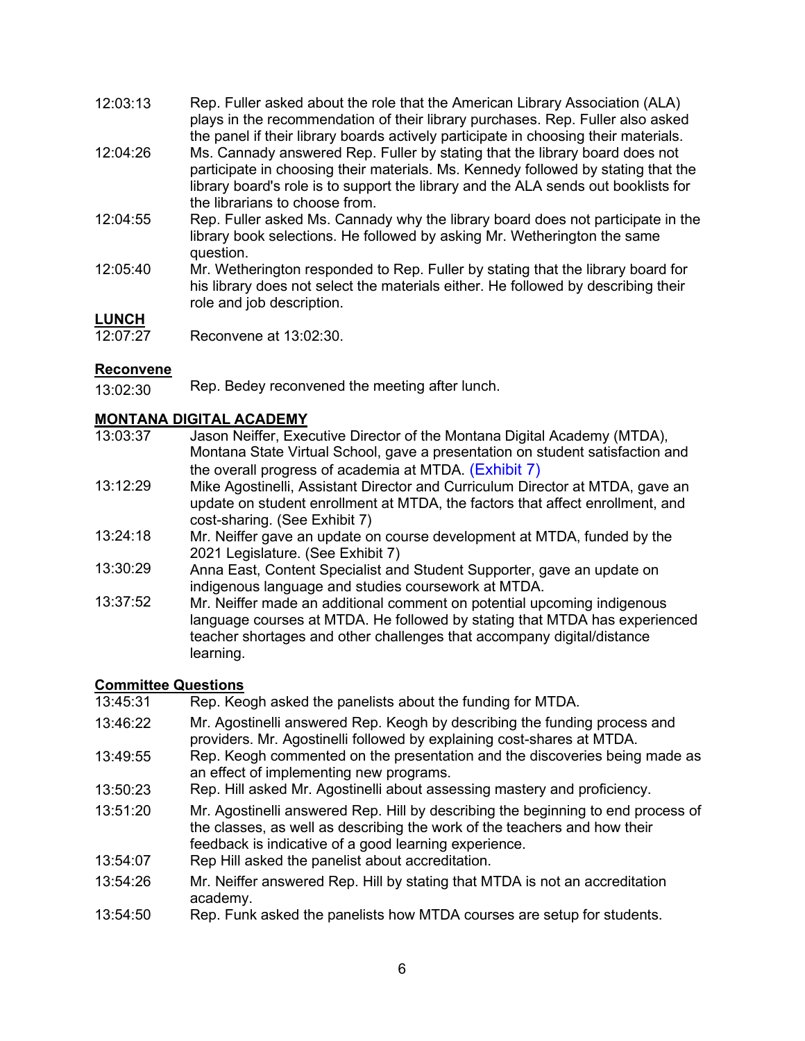12:03:13 Rep. Fuller asked about the role that the American Library Association (ALA) plays in the recommendation of their library purchases. Rep. Fuller also asked the panel if their library boards actively participate in choosing their materials.

12:04:26 Ms. Cannady answered Rep. Fuller by stating that the library board does not participate in choosing their materials. Ms. Kennedy followed by stating that the library board's role is to support the library and the ALA sends out booklists for the librarians to choose from.

12:04:55 Rep. Fuller asked Ms. Cannady why the library board does not participate in the library book selections. He followed by asking Mr. Wetherington the same question.

12:05:40 Mr. Wetherington responded to Rep. Fuller by stating that the library board for his library does not select the materials either. He followed by describing their role and job description.

**LUNCH**

12:07:27 Reconvene at 13:02:30.

**Reconvene**

13:02:30 Rep. Bedey reconvened the meeting after lunch.

**MONTANA DIGITAL ACADEMY**

13:03:37 Jason Neiffer, Executive Director of the Montana Digital Academy (MTDA), Montana State Virtual School, gave a presentation on student satisfaction and the overall progress of academia at MTDA. (Exhibit 7)

13:12:29 Mike Agostinelli, Assistant Director and Curriculum Director at MTDA, gave an update on student enrollment at MTDA, the factors that affect enrollment, and cost-sharing. (See Exhibit 7)

13:24:18 Mr. Neiffer gave an update on course development at MTDA, funded by the 2021 Legislature. (See Exhibit 7)

13:30:29 Anna East, Content Specialist and Student Supporter, gave an update on indigenous language and studies coursework at MTDA.

13:37:52 Mr. Neiffer made an additional comment on potential upcoming indigenous language courses at MTDA. He followed by stating that MTDA has experienced teacher shortages and other challenges that accompany digital/distance learning.

**Committee Questions**

13:45:31 Rep. Keogh asked the panelists about the funding for MTDA.

13:46:22 Mr. Agostinelli answered Rep. Keogh by describing the funding process and providers. Mr. Agostinelli followed by explaining cost-shares at MTDA.

13:49:55 Rep. Keogh commented on the presentation and the discoveries being made as an effect of implementing new programs.

13:50:23 Rep. Hill asked Mr. Agostinelli about assessing mastery and proficiency.

13:51:20 Mr. Agostinelli answered Rep. Hill by describing the beginning to end process of the classes, as well as describing the work of the teachers and how their feedback is indicative of a good learning experience.

13:54:07 Rep Hill asked the panelist about accreditation.

13:54:26 Mr. Neiffer answered Rep. Hill by stating that MTDA is not an accreditation academy.

13:54:50 Rep. Funk asked the panelists how MTDA courses are setup for students.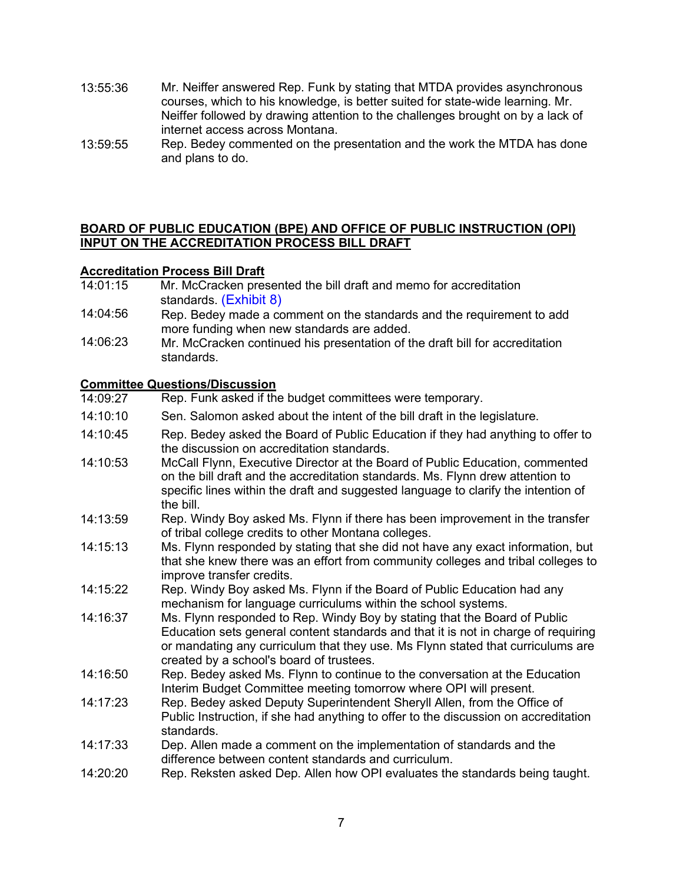13:55:36 Mr. Neiffer answered Rep. Funk by stating that MTDA provides asynchronous courses, which to his knowledge, is better suited for state-wide learning. Mr. Neiffer followed by drawing attention to the challenges brought on by a lack of internet access across Montana.

13:59:55 Rep. Bedey commented on the presentation and the work the MTDA has done and plans to do.

## BOARD OF PUBLIC EDUCATION (BPE) AND OFFICE OF PUBLIC INSTRUCTION (OPI) INPUT ON THE ACCREDITATION PROCESS BILL DRAFT

### Accreditation Process Bill Draft

14:01:15 Mr. McCracken presented the bill draft and memo for accreditation standards. (Exhibit 8)

14:04:56 Rep. Bedey made a comment on the standards and the requirement to add more funding when new standards are added.

14:06:23 Mr. McCracken continued his presentation of the draft bill for accreditation standards.

### Committee Questions/Discussion

14:09:27 Rep. Funk asked if the budget committees were temporary.

14:10:10 Sen. Salomon asked about the intent of the bill draft in the legislature.

14:10:45 Rep. Bedey asked the Board of Public Education if they had anything to offer to the discussion on accreditation standards.

14:10:53 McCall Flynn, Executive Director at the Board of Public Education, commented on the bill draft and the accreditation standards. Ms. Flynn drew attention to specific lines within the draft and suggested language to clarify the intention of the bill.

14:13:59 Rep. Windy Boy asked Ms. Flynn if there has been improvement in the transfer of tribal college credits to other Montana colleges.

14:15:13 Ms. Flynn responded by stating that she did not have any exact information, but that she knew there was an effort from community colleges and tribal colleges to improve transfer credits.

14:15:22 Rep. Windy Boy asked Ms. Flynn if the Board of Public Education had any mechanism for language curriculums within the school systems.

14:16:37 Ms. Flynn responded to Rep. Windy Boy by stating that the Board of Public Education sets general content standards and that it is not in charge of requiring or mandating any curriculum that they use. Ms Flynn stated that curriculums are created by a school's board of trustees.

14:16:50 Rep. Bedey asked Ms. Flynn to continue to the conversation at the Education Interim Budget Committee meeting tomorrow where OPI will present.

14:17:23 Rep. Bedey asked Deputy Superintendent Sheryll Allen, from the Office of Public Instruction, if she had anything to offer to the discussion on accreditation standards.

14:17:33 Dep. Allen made a comment on the implementation of standards and the difference between content standards and curriculum.

14:20:20 Rep. Reksten asked Dep. Allen how OPI evaluates the standards being taught.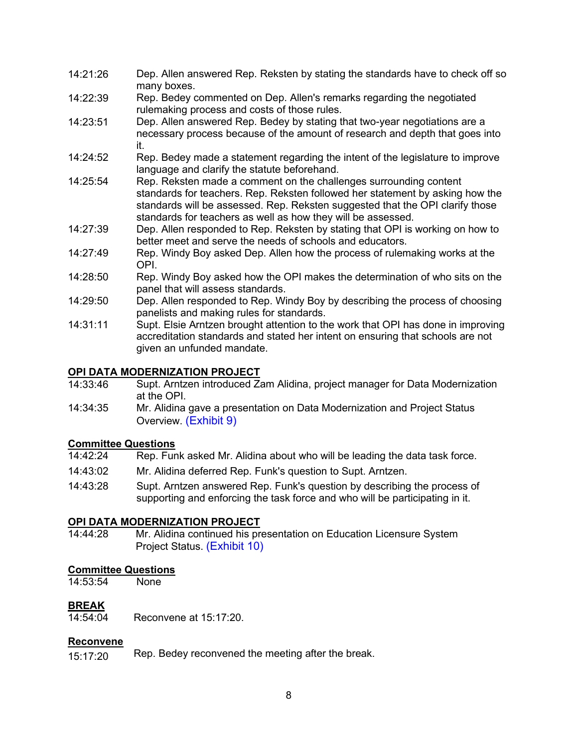| | |
|---|---|
| 14:21:26 | Dep. Allen answered Rep. Reksten by stating the standards have to check off so many boxes. |
| 14:22:39 | Rep. Bedey commented on Dep. Allen's remarks regarding the negotiated rulemaking process and costs of those rules. |
| 14:23:51 | Dep. Allen answered Rep. Bedey by stating that two-year negotiations are a necessary process because of the amount of research and depth that goes into it. |
| 14:24:52 | Rep. Bedey made a statement regarding the intent of the legislature to improve language and clarify the statute beforehand. |
| 14:25:54 | Rep. Reksten made a comment on the challenges surrounding content standards for teachers. Rep. Reksten followed her statement by asking how the standards will be assessed. Rep. Reksten suggested that the OPI clarify those standards for teachers as well as how they will be assessed. |
| 14:27:39 | Dep. Allen responded to Rep. Reksten by stating that OPI is working on how to better meet and serve the needs of schools and educators. |
| 14:27:49 | Rep. Windy Boy asked Dep. Allen how the process of rulemaking works at the OPI. |
| 14:28:50 | Rep. Windy Boy asked how the OPI makes the determination of who sits on the panel that will assess standards. |
| 14:29:50 | Dep. Allen responded to Rep. Windy Boy by describing the process of choosing panelists and making rules for standards. |
| 14:31:11 | Supt. Elsie Arntzen brought attention to the work that OPI has done in improving accreditation standards and stated her intent on ensuring that schools are not given an unfunded mandate. |

**OPI DATA MODERNIZATION PROJECT**

| | |
|---|---|
| 14:33:46 | Supt. Arntzen introduced Zam Alidina, project manager for Data Modernization at the OPI. |
| 14:34:35 | Mr. Alidina gave a presentation on Data Modernization and Project Status Overview. (Exhibit 9) |

**Committee Questions**

| | |
|---|---|
| 14:42:24 | Rep. Funk asked Mr. Alidina about who will be leading the data task force. |
| 14:43:02 | Mr. Alidina deferred Rep. Funk's question to Supt. Arntzen. |
| 14:43:28 | Supt. Arntzen answered Rep. Funk's question by describing the process of supporting and enforcing the task force and who will be participating in it. |

**OPI DATA MODERNIZATION PROJECT**

| | |
|---|---|
| 14:44:28 | Mr. Alidina continued his presentation on Education Licensure System Project Status. (Exhibit 10) |

**Committee Questions**

| | |
|---|---|
| 14:53:54 | None |

**BREAK**

| | |
|---|---|
| 14:54:04 | Reconvene at 15:17:20. |

**Reconvene**

| | |
|---|---|
| 15:17:20 | Rep. Bedey reconvened the meeting after the break. |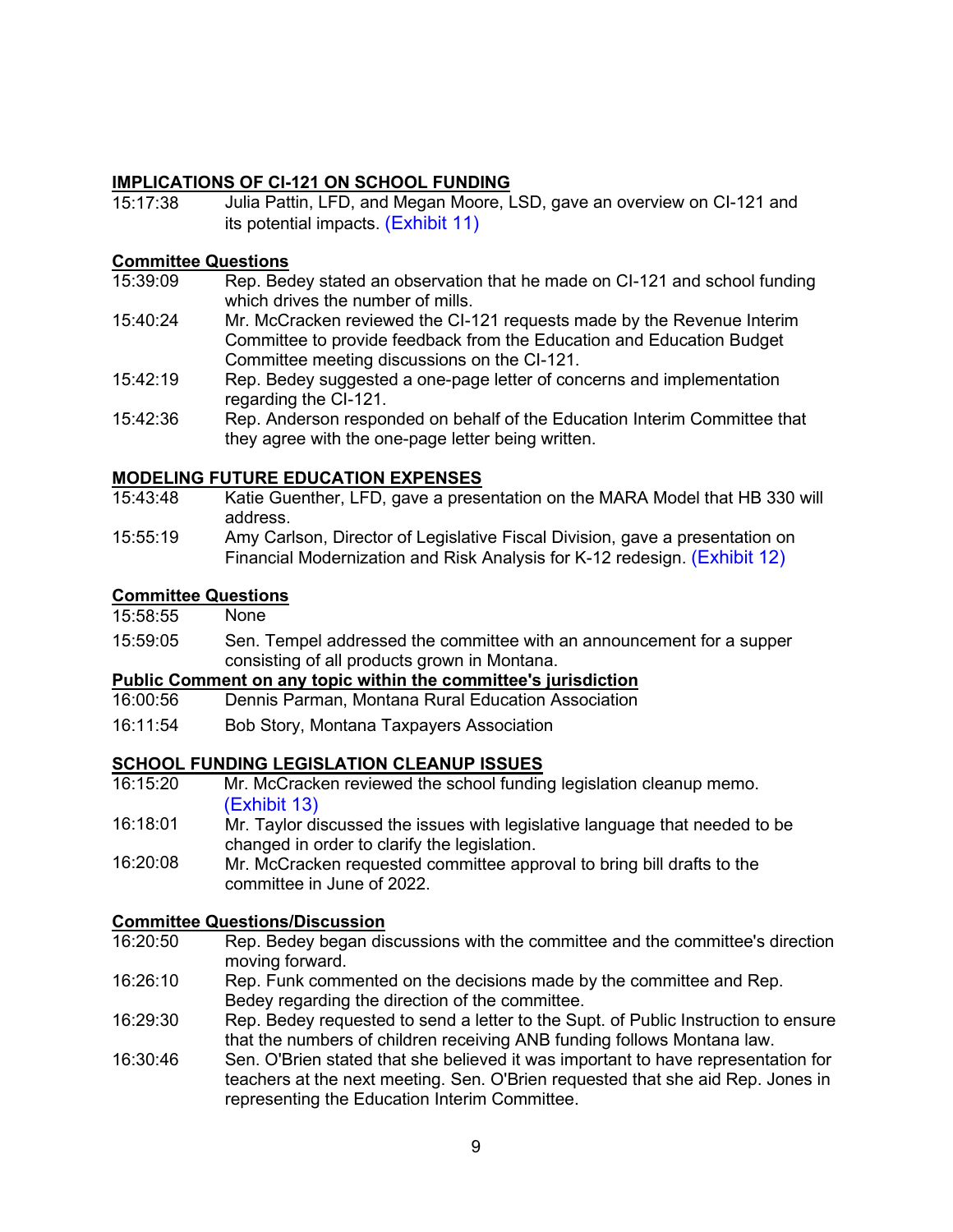**IMPLICATIONS OF CI-121 ON SCHOOL FUNDING**

15:17:38 Julia Pattin, LFD, and Megan Moore, LSD, gave an overview on CI-121 and its potential impacts. (Exhibit 11)

**Committee Questions**

15:39:09 Rep. Bedey stated an observation that he made on CI-121 and school funding which drives the number of mills.

15:40:24 Mr. McCracken reviewed the CI-121 requests made by the Revenue Interim Committee to provide feedback from the Education and Education Budget Committee meeting discussions on the CI-121.

15:42:19 Rep. Bedey suggested a one-page letter of concerns and implementation regarding the CI-121.

15:42:36 Rep. Anderson responded on behalf of the Education Interim Committee that they agree with the one-page letter being written.

**MODELING FUTURE EDUCATION EXPENSES**

15:43:48 Katie Guenther, LFD, gave a presentation on the MARA Model that HB 330 will address.

15:55:19 Amy Carlson, Director of Legislative Fiscal Division, gave a presentation on Financial Modernization and Risk Analysis for K-12 redesign. (Exhibit 12)

**Committee Questions**

15:58:55 None

15:59:05 Sen. Tempel addressed the committee with an announcement for a supper consisting of all products grown in Montana.

**Public Comment on any topic within the committee's jurisdiction**

16:00:56 Dennis Parman, Montana Rural Education Association

16:11:54 Bob Story, Montana Taxpayers Association

**SCHOOL FUNDING LEGISLATION CLEANUP ISSUES**

16:15:20 Mr. McCracken reviewed the school funding legislation cleanup memo. (Exhibit 13)

16:18:01 Mr. Taylor discussed the issues with legislative language that needed to be changed in order to clarify the legislation.

16:20:08 Mr. McCracken requested committee approval to bring bill drafts to the committee in June of 2022.

**Committee Questions/Discussion**

16:20:50 Rep. Bedey began discussions with the committee and the committee's direction moving forward.

16:26:10 Rep. Funk commented on the decisions made by the committee and Rep. Bedey regarding the direction of the committee.

16:29:30 Rep. Bedey requested to send a letter to the Supt. of Public Instruction to ensure that the numbers of children receiving ANB funding follows Montana law.

16:30:46 Sen. O'Brien stated that she believed it was important to have representation for teachers at the next meeting. Sen. O'Brien requested that she aid Rep. Jones in representing the Education Interim Committee.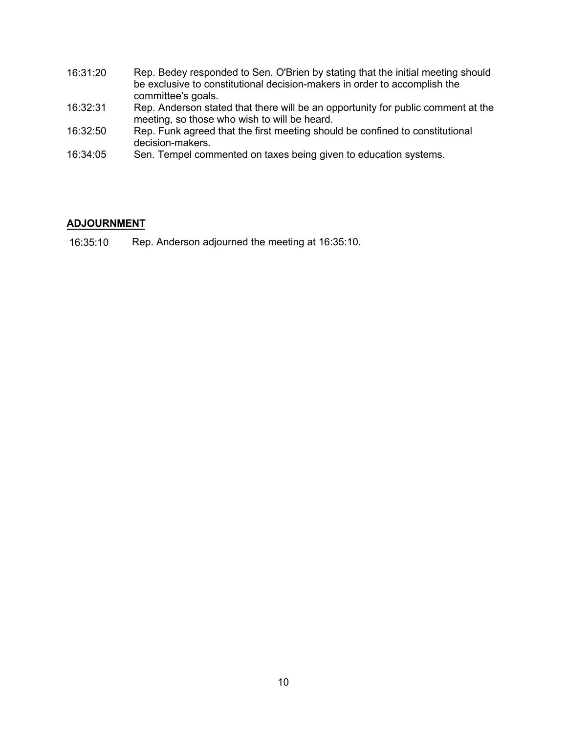16:31:20 Rep. Bedey responded to Sen. O'Brien by stating that the initial meeting should be exclusive to constitutional decision-makers in order to accomplish the committee's goals.

16:32:31 Rep. Anderson stated that there will be an opportunity for public comment at the meeting, so those who wish to will be heard.

16:32:50 Rep. Funk agreed that the first meeting should be confined to constitutional decision-makers.

16:34:05 Sen. Tempel commented on taxes being given to education systems.

**ADJOURNMENT**

16:35:10 Rep. Anderson adjourned the meeting at 16:35:10.